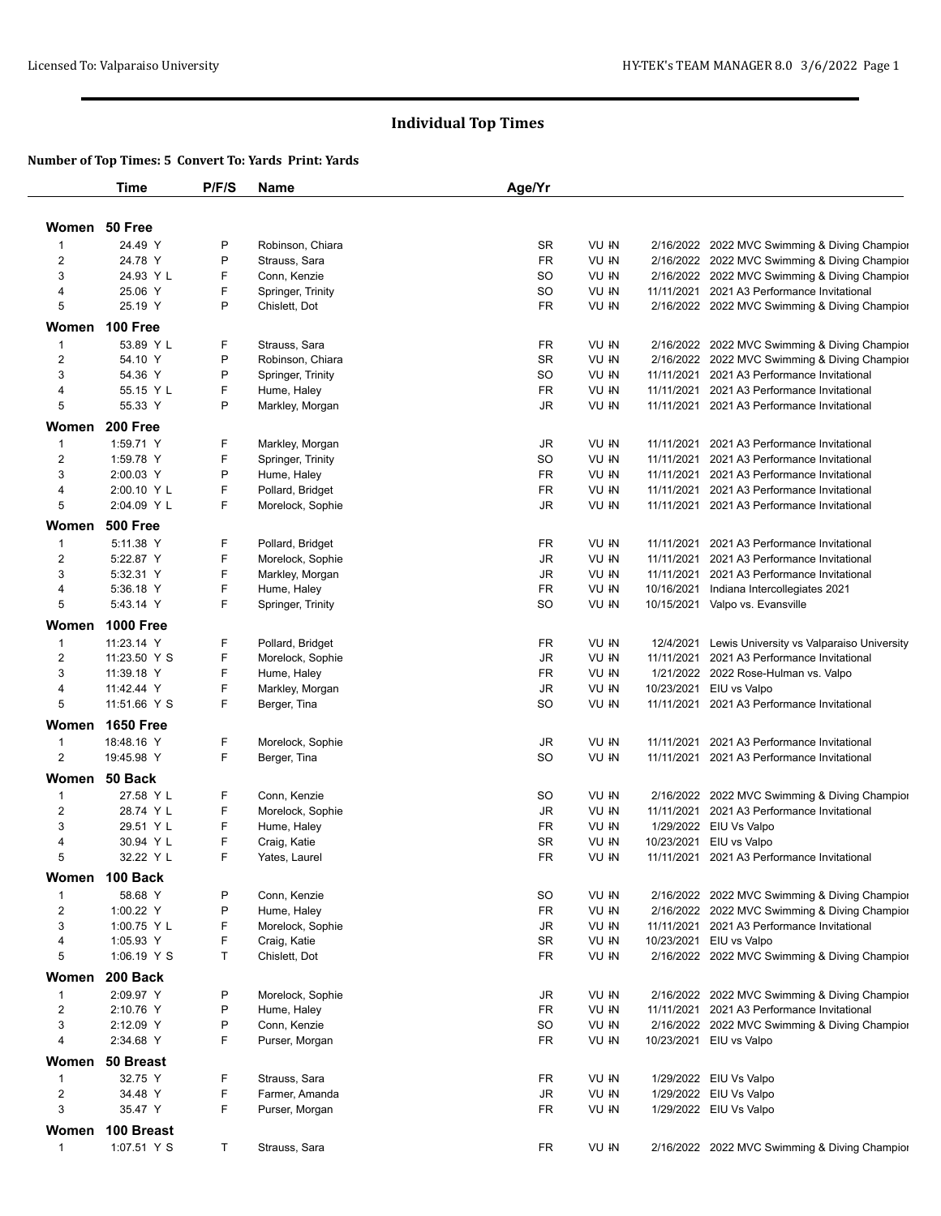# Individual Top Times

**Number of Top Times: 5 Convert To: Yards Print: Yards**

| | Time | P/F/S | Name | Age/Yr | | | |
|---|---|---|---|---|---|---|---|
| **Women 50 Free** | | | | | | | |
| 1 | 24.49 Y | P | Robinson, Chiara | SR | VU IN | 2/16/2022 | 2022 MVC Swimming & Diving Champior |
| 2 | 24.78 Y | P | Strauss, Sara | FR | VU IN | 2/16/2022 | 2022 MVC Swimming & Diving Champior |
| 3 | 24.93 Y L | F | Conn, Kenzie | SO | VU IN | 2/16/2022 | 2022 MVC Swimming & Diving Champior |
| 4 | 25.06 Y | F | Springer, Trinity | SO | VU IN | 11/11/2021 | 2021 A3 Performance Invitational |
| 5 | 25.19 Y | P | Chislett, Dot | FR | VU IN | 2/16/2022 | 2022 MVC Swimming & Diving Champior |
| **Women 100 Free** | | | | | | | |
| 1 | 53.89 Y L | F | Strauss, Sara | FR | VU IN | 2/16/2022 | 2022 MVC Swimming & Diving Champior |
| 2 | 54.10 Y | P | Robinson, Chiara | SR | VU IN | 2/16/2022 | 2022 MVC Swimming & Diving Champior |
| 3 | 54.36 Y | P | Springer, Trinity | SO | VU IN | 11/11/2021 | 2021 A3 Performance Invitational |
| 4 | 55.15 Y L | F | Hume, Haley | FR | VU IN | 11/11/2021 | 2021 A3 Performance Invitational |
| 5 | 55.33 Y | P | Markley, Morgan | JR | VU IN | 11/11/2021 | 2021 A3 Performance Invitational |
| **Women 200 Free** | | | | | | | |
| 1 | 1:59.71 Y | F | Markley, Morgan | JR | VU IN | 11/11/2021 | 2021 A3 Performance Invitational |
| 2 | 1:59.78 Y | F | Springer, Trinity | SO | VU IN | 11/11/2021 | 2021 A3 Performance Invitational |
| 3 | 2:00.03 Y | P | Hume, Haley | FR | VU IN | 11/11/2021 | 2021 A3 Performance Invitational |
| 4 | 2:00.10 Y L | F | Pollard, Bridget | FR | VU IN | 11/11/2021 | 2021 A3 Performance Invitational |
| 5 | 2:04.09 Y L | F | Morelock, Sophie | JR | VU IN | 11/11/2021 | 2021 A3 Performance Invitational |
| **Women 500 Free** | | | | | | | |
| 1 | 5:11.38 Y | F | Pollard, Bridget | FR | VU IN | 11/11/2021 | 2021 A3 Performance Invitational |
| 2 | 5:22.87 Y | F | Morelock, Sophie | JR | VU IN | 11/11/2021 | 2021 A3 Performance Invitational |
| 3 | 5:32.31 Y | F | Markley, Morgan | JR | VU IN | 11/11/2021 | 2021 A3 Performance Invitational |
| 4 | 5:36.18 Y | F | Hume, Haley | FR | VU IN | 10/16/2021 | Indiana Intercollegiates 2021 |
| 5 | 5:43.14 Y | F | Springer, Trinity | SO | VU IN | 10/15/2021 | Valpo vs. Evansville |
| **Women 1000 Free** | | | | | | | |
| 1 | 11:23.14 Y | F | Pollard, Bridget | FR | VU IN | 12/4/2021 | Lewis University vs Valparaiso University |
| 2 | 11:23.50 Y S | F | Morelock, Sophie | JR | VU IN | 11/11/2021 | 2021 A3 Performance Invitational |
| 3 | 11:39.18 Y | F | Hume, Haley | FR | VU IN | 1/21/2022 | 2022 Rose-Hulman vs. Valpo |
| 4 | 11:42.44 Y | F | Markley, Morgan | JR | VU IN | 10/23/2021 | EIU vs Valpo |
| 5 | 11:51.66 Y S | F | Berger, Tina | SO | VU IN | 11/11/2021 | 2021 A3 Performance Invitational |
| **Women 1650 Free** | | | | | | | |
| 1 | 18:48.16 Y | F | Morelock, Sophie | JR | VU IN | 11/11/2021 | 2021 A3 Performance Invitational |
| 2 | 19:45.98 Y | F | Berger, Tina | SO | VU IN | 11/11/2021 | 2021 A3 Performance Invitational |
| **Women 50 Back** | | | | | | | |
| 1 | 27.58 Y L | F | Conn, Kenzie | SO | VU IN | 2/16/2022 | 2022 MVC Swimming & Diving Champior |
| 2 | 28.74 Y L | F | Morelock, Sophie | JR | VU IN | 11/11/2021 | 2021 A3 Performance Invitational |
| 3 | 29.51 Y L | F | Hume, Haley | FR | VU IN | 1/29/2022 | EIU Vs Valpo |
| 4 | 30.94 Y L | F | Craig, Katie | SR | VU IN | 10/23/2021 | EIU vs Valpo |
| 5 | 32.22 Y L | F | Yates, Laurel | FR | VU IN | 11/11/2021 | 2021 A3 Performance Invitational |
| **Women 100 Back** | | | | | | | |
| 1 | 58.68 Y | P | Conn, Kenzie | SO | VU IN | 2/16/2022 | 2022 MVC Swimming & Diving Champior |
| 2 | 1:00.22 Y | P | Hume, Haley | FR | VU IN | 2/16/2022 | 2022 MVC Swimming & Diving Champior |
| 3 | 1:00.75 Y L | F | Morelock, Sophie | JR | VU IN | 11/11/2021 | 2021 A3 Performance Invitational |
| 4 | 1:05.93 Y | F | Craig, Katie | SR | VU IN | 10/23/2021 | EIU vs Valpo |
| 5 | 1:06.19 Y S | T | Chislett, Dot | FR | VU IN | 2/16/2022 | 2022 MVC Swimming & Diving Champior |
| **Women 200 Back** | | | | | | | |
| 1 | 2:09.97 Y | P | Morelock, Sophie | JR | VU IN | 2/16/2022 | 2022 MVC Swimming & Diving Champior |
| 2 | 2:10.76 Y | P | Hume, Haley | FR | VU IN | 11/11/2021 | 2021 A3 Performance Invitational |
| 3 | 2:12.09 Y | P | Conn, Kenzie | SO | VU IN | 2/16/2022 | 2022 MVC Swimming & Diving Champior |
| 4 | 2:34.68 Y | F | Purser, Morgan | FR | VU IN | 10/23/2021 | EIU vs Valpo |
| **Women 50 Breast** | | | | | | | |
| 1 | 32.75 Y | F | Strauss, Sara | FR | VU IN | 1/29/2022 | EIU Vs Valpo |
| 2 | 34.48 Y | F | Farmer, Amanda | JR | VU IN | 1/29/2022 | EIU Vs Valpo |
| 3 | 35.47 Y | F | Purser, Morgan | FR | VU IN | 1/29/2022 | EIU Vs Valpo |
| **Women 100 Breast** | | | | | | | |
| 1 | 1:07.51 Y S | T | Strauss, Sara | FR | VU IN | 2/16/2022 | 2022 MVC Swimming & Diving Champior |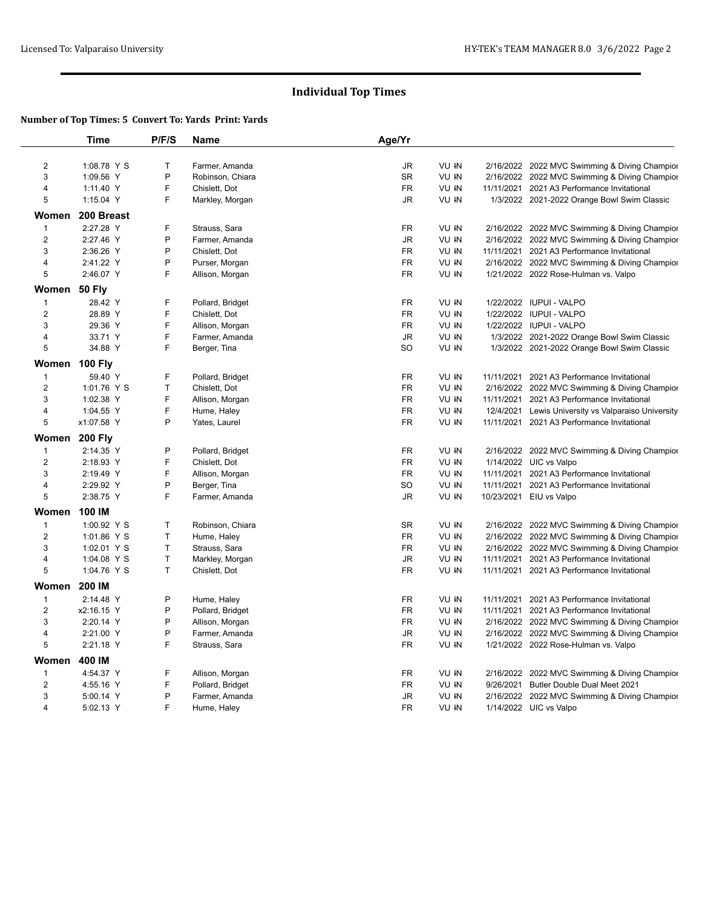## Individual Top Times

**Number of Top Times: 5 Convert To: Yards Print: Yards**

| | Time | P/F/S | Name | Age/Yr | | | |
|---|---|---|---|---|---|---|---|
| 2 | 1:08.78 Y S | T | Farmer, Amanda | JR | VU IN | 2/16/2022 | 2022 MVC Swimming & Diving Champior |
| 3 | 1:09.56 Y | P | Robinson, Chiara | SR | VU IN | 2/16/2022 | 2022 MVC Swimming & Diving Champior |
| 4 | 1:11.40 Y | F | Chislett, Dot | FR | VU IN | 11/11/2021 | 2021 A3 Performance Invitational |
| 5 | 1:15.04 Y | F | Markley, Morgan | JR | VU IN | 1/3/2022 | 2021-2022 Orange Bowl Swim Classic |
| **Women** | **200 Breast** | | | | | | |
| 1 | 2:27.28 Y | F | Strauss, Sara | FR | VU IN | 2/16/2022 | 2022 MVC Swimming & Diving Champior |
| 2 | 2:27.46 Y | P | Farmer, Amanda | JR | VU IN | 2/16/2022 | 2022 MVC Swimming & Diving Champior |
| 3 | 2:36.26 Y | P | Chislett, Dot | FR | VU IN | 11/11/2021 | 2021 A3 Performance Invitational |
| 4 | 2:41.22 Y | P | Purser, Morgan | FR | VU IN | 2/16/2022 | 2022 MVC Swimming & Diving Champior |
| 5 | 2:46.07 Y | F | Allison, Morgan | FR | VU IN | 1/21/2022 | 2022 Rose-Hulman vs. Valpo |
| **Women** | **50 Fly** | | | | | | |
| 1 | 28.42 Y | F | Pollard, Bridget | FR | VU IN | 1/22/2022 | IUPUI - VALPO |
| 2 | 28.89 Y | F | Chislett, Dot | FR | VU IN | 1/22/2022 | IUPUI - VALPO |
| 3 | 29.36 Y | F | Allison, Morgan | FR | VU IN | 1/22/2022 | IUPUI - VALPO |
| 4 | 33.71 Y | F | Farmer, Amanda | JR | VU IN | 1/3/2022 | 2021-2022 Orange Bowl Swim Classic |
| 5 | 34.88 Y | F | Berger, Tina | SO | VU IN | 1/3/2022 | 2021-2022 Orange Bowl Swim Classic |
| **Women** | **100 Fly** | | | | | | |
| 1 | 59.40 Y | F | Pollard, Bridget | FR | VU IN | 11/11/2021 | 2021 A3 Performance Invitational |
| 2 | 1:01.76 Y S | T | Chislett, Dot | FR | VU IN | 2/16/2022 | 2022 MVC Swimming & Diving Champior |
| 3 | 1:02.38 Y | F | Allison, Morgan | FR | VU IN | 11/11/2021 | 2021 A3 Performance Invitational |
| 4 | 1:04.55 Y | F | Hume, Haley | FR | VU IN | 12/4/2021 | Lewis University vs Valparaiso University |
| 5 | x1:07.58 Y | P | Yates, Laurel | FR | VU IN | 11/11/2021 | 2021 A3 Performance Invitational |
| **Women** | **200 Fly** | | | | | | |
| 1 | 2:14.35 Y | P | Pollard, Bridget | FR | VU IN | 2/16/2022 | 2022 MVC Swimming & Diving Champior |
| 2 | 2:18.93 Y | F | Chislett, Dot | FR | VU IN | 1/14/2022 | UIC vs Valpo |
| 3 | 2:19.49 Y | F | Allison, Morgan | FR | VU IN | 11/11/2021 | 2021 A3 Performance Invitational |
| 4 | 2:29.92 Y | P | Berger, Tina | SO | VU IN | 11/11/2021 | 2021 A3 Performance Invitational |
| 5 | 2:38.75 Y | F | Farmer, Amanda | JR | VU IN | 10/23/2021 | EIU vs Valpo |
| **Women** | **100 IM** | | | | | | |
| 1 | 1:00.92 Y S | T | Robinson, Chiara | SR | VU IN | 2/16/2022 | 2022 MVC Swimming & Diving Champior |
| 2 | 1:01.86 Y S | T | Hume, Haley | FR | VU IN | 2/16/2022 | 2022 MVC Swimming & Diving Champior |
| 3 | 1:02.01 Y S | T | Strauss, Sara | FR | VU IN | 2/16/2022 | 2022 MVC Swimming & Diving Champior |
| 4 | 1:04.08 Y S | T | Markley, Morgan | JR | VU IN | 11/11/2021 | 2021 A3 Performance Invitational |
| 5 | 1:04.76 Y S | T | Chislett, Dot | FR | VU IN | 11/11/2021 | 2021 A3 Performance Invitational |
| **Women** | **200 IM** | | | | | | |
| 1 | 2:14.48 Y | P | Hume, Haley | FR | VU IN | 11/11/2021 | 2021 A3 Performance Invitational |
| 2 | x2:16.15 Y | P | Pollard, Bridget | FR | VU IN | 11/11/2021 | 2021 A3 Performance Invitational |
| 3 | 2:20.14 Y | P | Allison, Morgan | FR | VU IN | 2/16/2022 | 2022 MVC Swimming & Diving Champior |
| 4 | 2:21.00 Y | P | Farmer, Amanda | JR | VU IN | 2/16/2022 | 2022 MVC Swimming & Diving Champior |
| 5 | 2:21.18 Y | F | Strauss, Sara | FR | VU IN | 1/21/2022 | 2022 Rose-Hulman vs. Valpo |
| **Women** | **400 IM** | | | | | | |
| 1 | 4:54.37 Y | F | Allison, Morgan | FR | VU IN | 2/16/2022 | 2022 MVC Swimming & Diving Champior |
| 2 | 4:55.16 Y | F | Pollard, Bridget | FR | VU IN | 9/26/2021 | Butler Double Dual Meet 2021 |
| 3 | 5:00.14 Y | P | Farmer, Amanda | JR | VU IN | 2/16/2022 | 2022 MVC Swimming & Diving Champior |
| 4 | 5:02.13 Y | F | Hume, Haley | FR | VU IN | 1/14/2022 | UIC vs Valpo |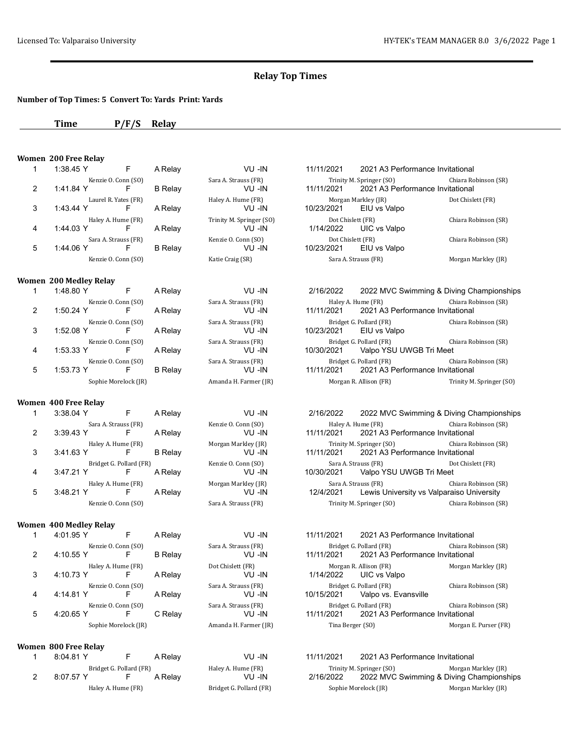## Relay Top Times

**Number of Top Times: 5 Convert To: Yards Print: Yards**

| | Time | P/F/S | Relay | | | |
|---|---|---|---|---|---|---|

### Women 200 Free Relay

| | Time | P/F/S | Relay | Team | Date | Meet |
|---|---|---|---|---|---|---|
| 1 | 1:38.45 Y | F | A Relay | VU -IN | 11/11/2021 | 2021 A3 Performance Invitational |
| | Kenzie O. Conn (SO) | | Sara A. Strauss (FR) | | Trinity M. Springer (SO) | Chiara Robinson (SR) |
| 2 | 1:41.84 Y | F | B Relay | VU -IN | 11/11/2021 | 2021 A3 Performance Invitational |
| | Laurel R. Yates (FR) | | Haley A. Hume (FR) | | Morgan Markley (JR) | Dot Chislett (FR) |
| 3 | 1:43.44 Y | F | A Relay | VU -IN | 10/23/2021 | EIU vs Valpo |
| | Haley A. Hume (FR) | | Trinity M. Springer (SO) | | Dot Chislett (FR) | Chiara Robinson (SR) |
| 4 | 1:44.03 Y | F | A Relay | VU -IN | 1/14/2022 | UIC vs Valpo |
| | Sara A. Strauss (FR) | | Kenzie O. Conn (SO) | | Dot Chislett (FR) | Chiara Robinson (SR) |
| 5 | 1:44.06 Y | F | B Relay | VU -IN | 10/23/2021 | EIU vs Valpo |
| | Kenzie O. Conn (SO) | | Katie Craig (SR) | | Sara A. Strauss (FR) | Morgan Markley (JR) |

### Women 200 Medley Relay

| | Time | P/F/S | Relay | Team | Date | Meet |
|---|---|---|---|---|---|---|
| 1 | 1:48.80 Y | F | A Relay | VU -IN | 2/16/2022 | 2022 MVC Swimming & Diving Championships |
| | Kenzie O. Conn (SO) | | Sara A. Strauss (FR) | | Haley A. Hume (FR) | Chiara Robinson (SR) |
| 2 | 1:50.24 Y | F | A Relay | VU -IN | 11/11/2021 | 2021 A3 Performance Invitational |
| | Kenzie O. Conn (SO) | | Sara A. Strauss (FR) | | Bridget G. Pollard (FR) | Chiara Robinson (SR) |
| 3 | 1:52.08 Y | F | A Relay | VU -IN | 10/23/2021 | EIU vs Valpo |
| | Kenzie O. Conn (SO) | | Sara A. Strauss (FR) | | Bridget G. Pollard (FR) | Chiara Robinson (SR) |
| 4 | 1:53.33 Y | F | A Relay | VU -IN | 10/30/2021 | Valpo YSU UWGB Tri Meet |
| | Kenzie O. Conn (SO) | | Sara A. Strauss (FR) | | Bridget G. Pollard (FR) | Chiara Robinson (SR) |
| 5 | 1:53.73 Y | F | B Relay | VU -IN | 11/11/2021 | 2021 A3 Performance Invitational |
| | Sophie Morelock (JR) | | Amanda H. Farmer (JR) | | Morgan R. Allison (FR) | Trinity M. Springer (SO) |

### Women 400 Free Relay

| | Time | P/F/S | Relay | Team | Date | Meet |
|---|---|---|---|---|---|---|
| 1 | 3:38.04 Y | F | A Relay | VU -IN | 2/16/2022 | 2022 MVC Swimming & Diving Championships |
| | Sara A. Strauss (FR) | | Kenzie O. Conn (SO) | | Haley A. Hume (FR) | Chiara Robinson (SR) |
| 2 | 3:39.43 Y | F | A Relay | VU -IN | 11/11/2021 | 2021 A3 Performance Invitational |
| | Haley A. Hume (FR) | | Morgan Markley (JR) | | Trinity M. Springer (SO) | Chiara Robinson (SR) |
| 3 | 3:41.63 Y | F | B Relay | VU -IN | 11/11/2021 | 2021 A3 Performance Invitational |
| | Bridget G. Pollard (FR) | | Kenzie O. Conn (SO) | | Sara A. Strauss (FR) | Dot Chislett (FR) |
| 4 | 3:47.21 Y | F | A Relay | VU -IN | 10/30/2021 | Valpo YSU UWGB Tri Meet |
| | Haley A. Hume (FR) | | Morgan Markley (JR) | | Sara A. Strauss (FR) | Chiara Robinson (SR) |
| 5 | 3:48.21 Y | F | A Relay | VU -IN | 12/4/2021 | Lewis University vs Valparaiso University |
| | Kenzie O. Conn (SO) | | Sara A. Strauss (FR) | | Trinity M. Springer (SO) | Chiara Robinson (SR) |

### Women 400 Medley Relay

| | Time | P/F/S | Relay | Team | Date | Meet |
|---|---|---|---|---|---|---|
| 1 | 4:01.95 Y | F | A Relay | VU -IN | 11/11/2021 | 2021 A3 Performance Invitational |
| | Kenzie O. Conn (SO) | | Sara A. Strauss (FR) | | Bridget G. Pollard (FR) | Chiara Robinson (SR) |
| 2 | 4:10.55 Y | F | B Relay | VU -IN | 11/11/2021 | 2021 A3 Performance Invitational |
| | Haley A. Hume (FR) | | Dot Chislett (FR) | | Morgan R. Allison (FR) | Morgan Markley (JR) |
| 3 | 4:10.73 Y | F | A Relay | VU -IN | 1/14/2022 | UIC vs Valpo |
| | Kenzie O. Conn (SO) | | Sara A. Strauss (FR) | | Bridget G. Pollard (FR) | Chiara Robinson (SR) |
| 4 | 4:14.81 Y | F | A Relay | VU -IN | 10/15/2021 | Valpo vs. Evansville |
| | Kenzie O. Conn (SO) | | Sara A. Strauss (FR) | | Bridget G. Pollard (FR) | Chiara Robinson (SR) |
| 5 | 4:20.65 Y | F | C Relay | VU -IN | 11/11/2021 | 2021 A3 Performance Invitational |
| | Sophie Morelock (JR) | | Amanda H. Farmer (JR) | | Tina Berger (SO) | Morgan E. Purser (FR) |

### Women 800 Free Relay

| | Time | P/F/S | Relay | Team | Date | Meet |
|---|---|---|---|---|---|---|
| 1 | 8:04.81 Y | F | A Relay | VU -IN | 11/11/2021 | 2021 A3 Performance Invitational |
| | Bridget G. Pollard (FR) | | Haley A. Hume (FR) | | Trinity M. Springer (SO) | Morgan Markley (JR) |
| 2 | 8:07.57 Y | F | A Relay | VU -IN | 2/16/2022 | 2022 MVC Swimming & Diving Championships |
| | Haley A. Hume (FR) | | Bridget G. Pollard (FR) | | Sophie Morelock (JR) | Morgan Markley (JR) |